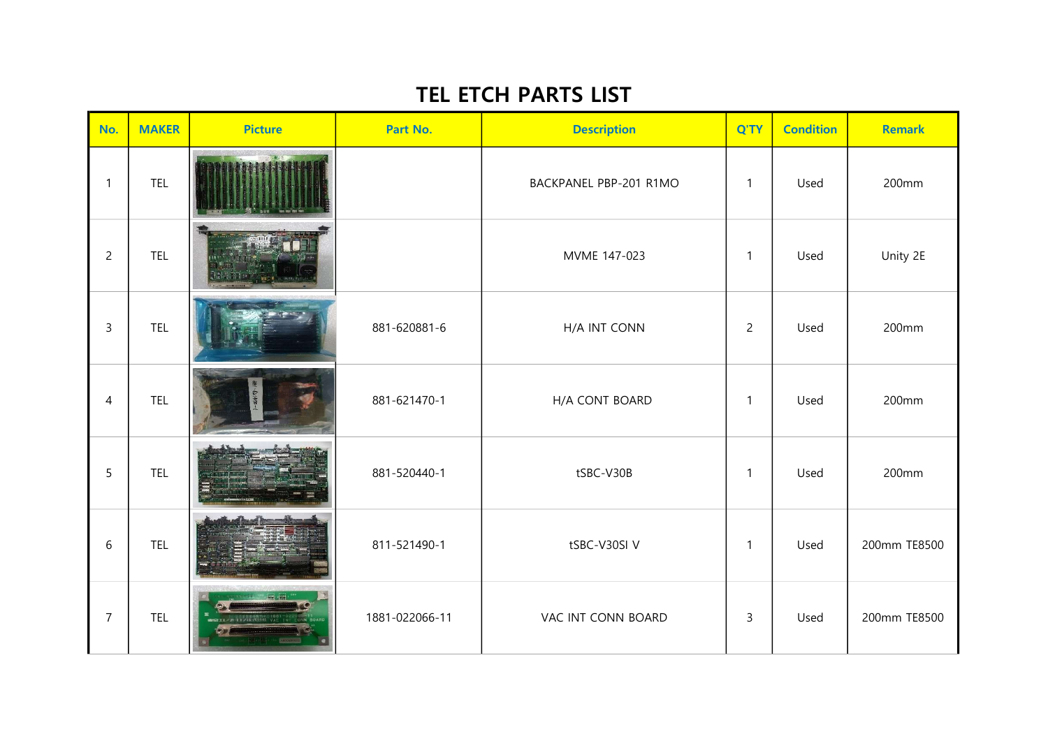# TEL ETCH PARTS LIST

| No. | MAKER | Picture | Part No. | Description | Q'TY | Condition | Remark |
|---|---|---|---|---|---|---|---|
| 1 | TEL | | | BACKPANEL PBP-201 R1MO | 1 | Used | 200mm |
| 2 | TEL | | | MVME 147-023 | 1 | Used | Unity 2E |
| 3 | TEL | | 881-620881-6 | H/A INT CONN | 2 | Used | 200mm |
| 4 | TEL | | 881-621470-1 | H/A CONT BOARD | 1 | Used | 200mm |
| 5 | TEL | | 881-520440-1 | tSBC-V30B | 1 | Used | 200mm |
| 6 | TEL | | 811-521490-1 | tSBC-V30SI V | 1 | Used | 200mm TE8500 |
| 7 | TEL | | 1881-022066-11 | VAC INT CONN BOARD | 3 | Used | 200mm TE8500 |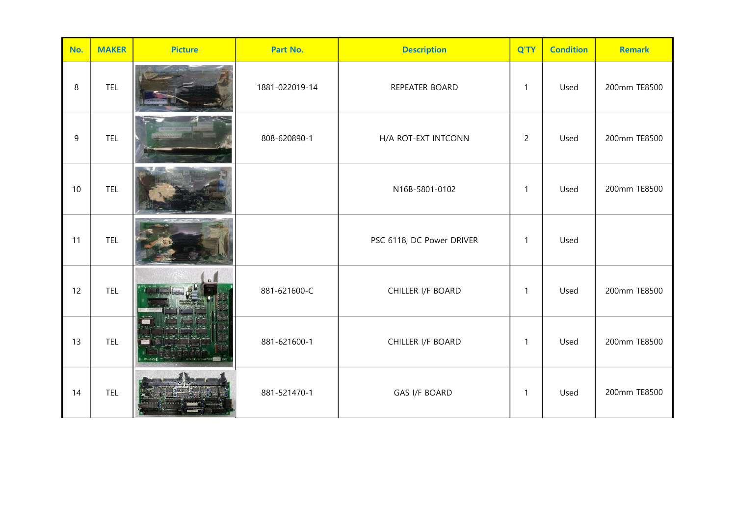| No. | MAKER | Picture | Part No. | Description | Q'TY | Condition | Remark |
|---|---|---|---|---|---|---|---|
| 8 | TEL | | 1881-022019-14 | REPEATER BOARD | 1 | Used | 200mm TE8500 |
| 9 | TEL | | 808-620890-1 | H/A ROT-EXT INTCONN | 2 | Used | 200mm TE8500 |
| 10 | TEL | | | N16B-5801-0102 | 1 | Used | 200mm TE8500 |
| 11 | TEL | | | PSC 6118, DC Power DRIVER | 1 | Used | |
| 12 | TEL | | 881-621600-C | CHILLER I/F BOARD | 1 | Used | 200mm TE8500 |
| 13 | TEL | | 881-621600-1 | CHILLER I/F BOARD | 1 | Used | 200mm TE8500 |
| 14 | TEL | | 881-521470-1 | GAS I/F BOARD | 1 | Used | 200mm TE8500 |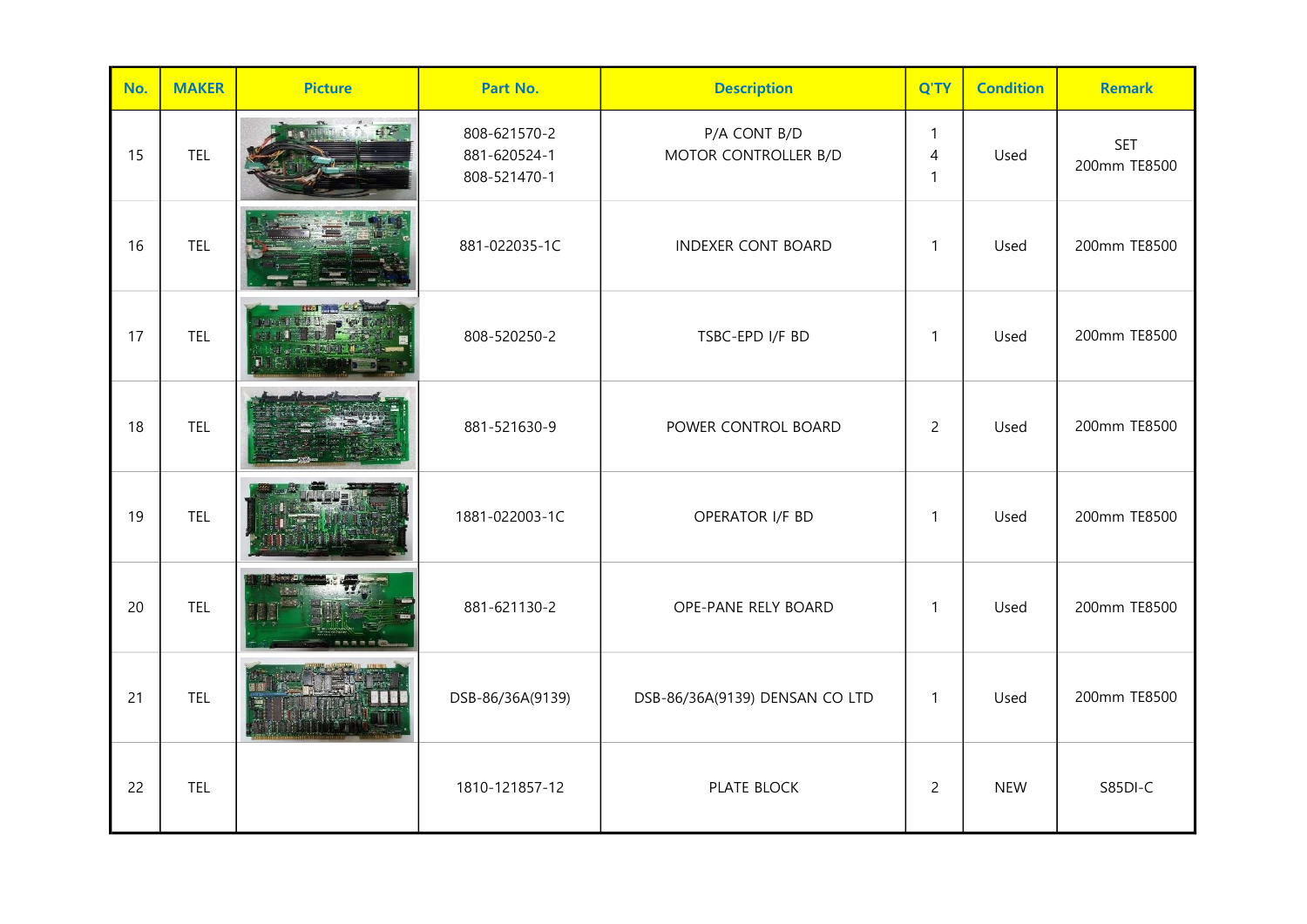| No. | MAKER | Picture | Part No. | Description | Q'TY | Condition | Remark |
|---|---|---|---|---|---|---|---|
| 15 | TEL | | 808-621570-2<br>881-620524-1<br>808-521470-1 | P/A CONT B/D<br>MOTOR CONTROLLER B/D | 1<br>4<br>1 | Used | SET<br>200mm TE8500 |
| 16 | TEL | | 881-022035-1C | INDEXER CONT BOARD | 1 | Used | 200mm TE8500 |
| 17 | TEL | | 808-520250-2 | TSBC-EPD I/F BD | 1 | Used | 200mm TE8500 |
| 18 | TEL | | 881-521630-9 | POWER CONTROL BOARD | 2 | Used | 200mm TE8500 |
| 19 | TEL | | 1881-022003-1C | OPERATOR I/F BD | 1 | Used | 200mm TE8500 |
| 20 | TEL | | 881-621130-2 | OPE-PANE RELY BOARD | 1 | Used | 200mm TE8500 |
| 21 | TEL | | DSB-86/36A(9139) | DSB-86/36A(9139) DENSAN CO LTD | 1 | Used | 200mm TE8500 |
| 22 | TEL | | 1810-121857-12 | PLATE BLOCK | 2 | NEW | S85DI-C |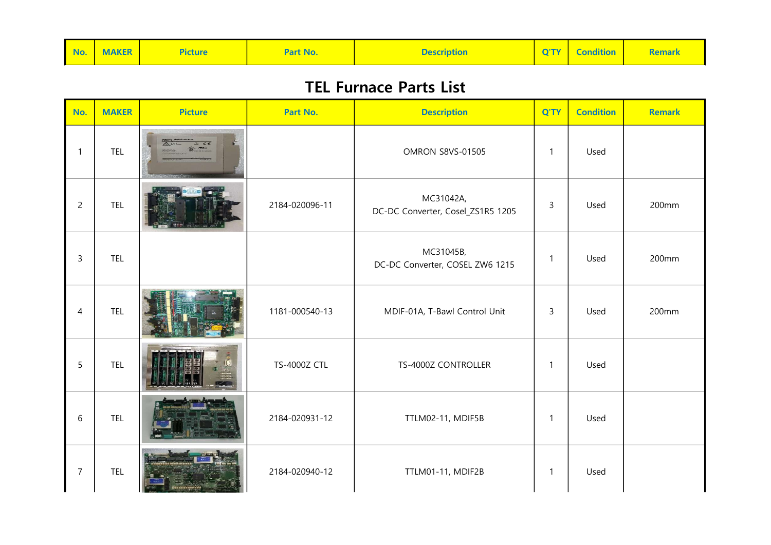| No. | MAKER | Picture | Part No. | Description | Q'TY | Condition | Remark |
|---|---|---|---|---|---|---|---|

# TEL Furnace Parts List

| No. | MAKER | Picture | Part No. | Description | Q'TY | Condition | Remark |
|---|---|---|---|---|---|---|---|
| 1 | TEL | | | OMRON S8VS-01505 | 1 | Used | |
| 2 | TEL | | 2184-020096-11 | MC31042A, DC-DC Converter, Cosel_ZS1R5 1205 | 3 | Used | 200mm |
| 3 | TEL | | | MC31045B, DC-DC Converter, COSEL ZW6 1215 | 1 | Used | 200mm |
| 4 | TEL | | 1181-000540-13 | MDIF-01A, T-Bawl Control Unit | 3 | Used | 200mm |
| 5 | TEL | | TS-4000Z CTL | TS-4000Z CONTROLLER | 1 | Used | |
| 6 | TEL | | 2184-020931-12 | TTLM02-11, MDIF5B | 1 | Used | |
| 7 | TEL | | 2184-020940-12 | TTLM01-11, MDIF2B | 1 | Used | |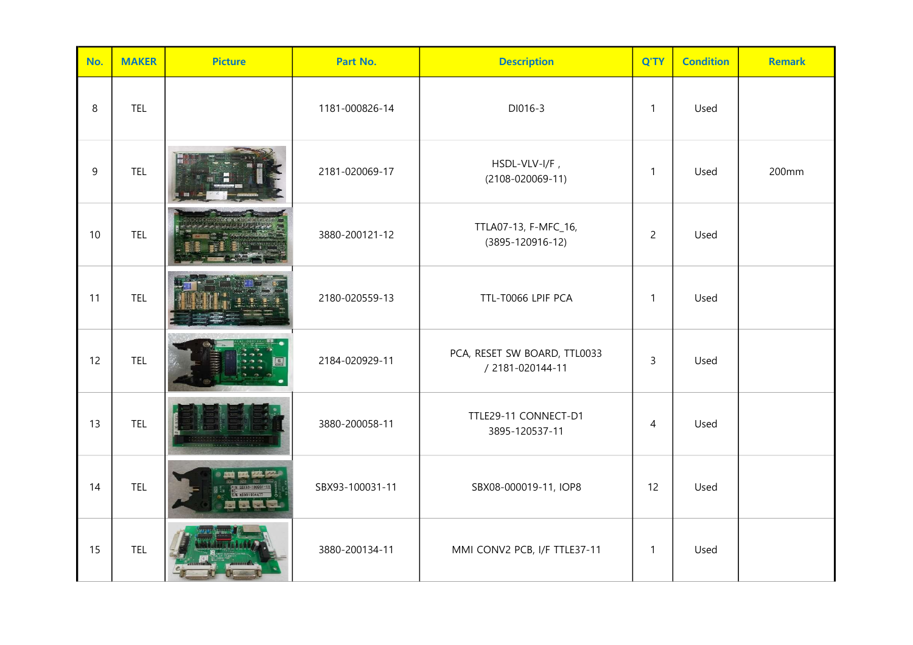| No. | MAKER | Picture | Part No. | Description | Q'TY | Condition | Remark |
| --- | --- | --- | --- | --- | --- | --- | --- |
| 8 | TEL | | 1181-000826-14 | DI016-3 | 1 | Used | |
| 9 | TEL | | 2181-020069-17 | HSDL-VLV-I/F , (2108-020069-11) | 1 | Used | 200mm |
| 10 | TEL | | 3880-200121-12 | TTLA07-13, F-MFC_16, (3895-120916-12) | 2 | Used | |
| 11 | TEL | | 2180-020559-13 | TTL-T0066 LPIF PCA | 1 | Used | |
| 12 | TEL | | 2184-020929-11 | PCA, RESET SW BOARD, TTL0033 / 2181-020144-11 | 3 | Used | |
| 13 | TEL | | 3880-200058-11 | TTLE29-11 CONNECT-D1 3895-120537-11 | 4 | Used | |
| 14 | TEL | | SBX93-100031-11 | SBX08-000019-11, IOP8 | 12 | Used | |
| 15 | TEL | | 3880-200134-11 | MMI CONV2 PCB, I/F TTLE37-11 | 1 | Used | |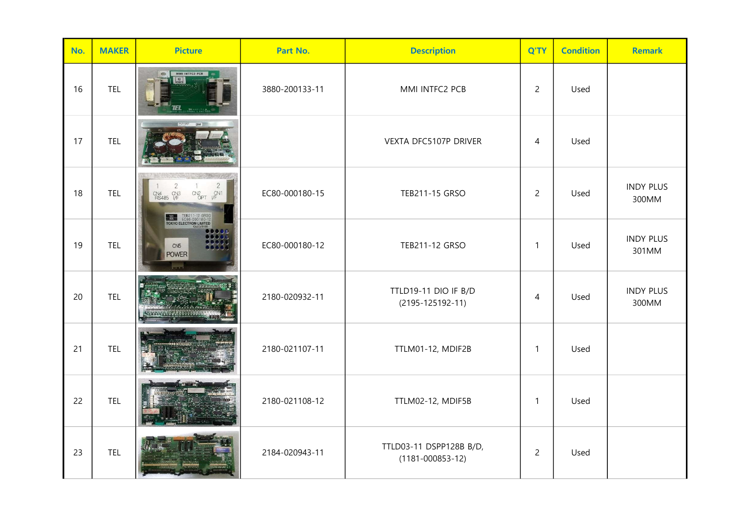| No. | MAKER | Picture | Part No. | Description | Q'TY | Condition | Remark |
|---|---|---|---|---|---|---|---|
| 16 | TEL | | 3880-200133-11 | MMI INTFC2 PCB | 2 | Used | |
| 17 | TEL | | | VEXTA DFC5107P DRIVER | 4 | Used | |
| 18 | TEL | | EC80-000180-15 | TEB211-15 GRSO | 2 | Used | INDY PLUS 300MM |
| 19 | TEL | | EC80-000180-12 | TEB211-12 GRSO | 1 | Used | INDY PLUS 301MM |
| 20 | TEL | | 2180-020932-11 | TTLD19-11 DIO IF B/D (2195-125192-11) | 4 | Used | INDY PLUS 300MM |
| 21 | TEL | | 2180-021107-11 | TTLM01-12, MDIF2B | 1 | Used | |
| 22 | TEL | | 2180-021108-12 | TTLM02-12, MDIF5B | 1 | Used | |
| 23 | TEL | | 2184-020943-11 | TTLD03-11 DSPP128B B/D, (1181-000853-12) | 2 | Used | |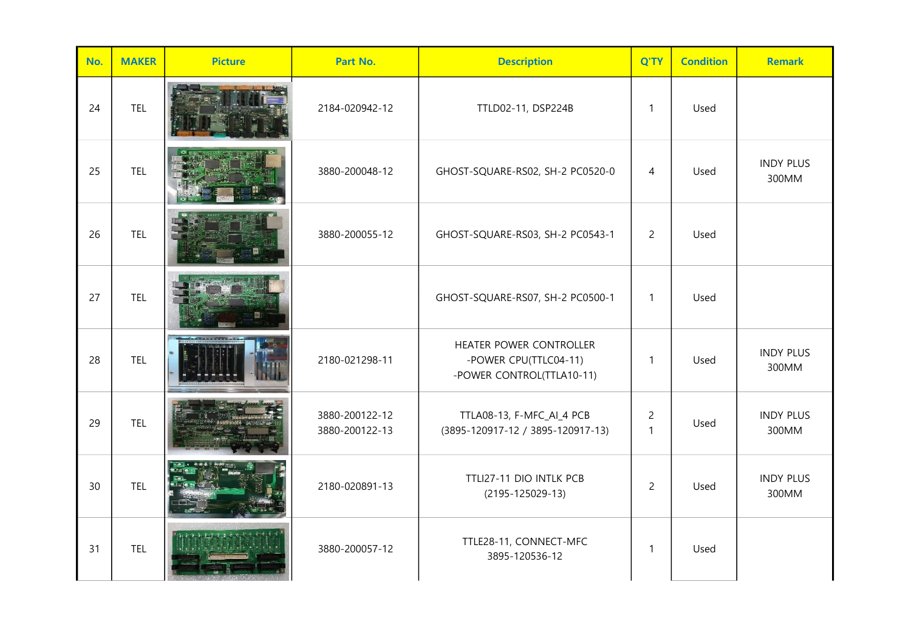| No. | MAKER | Picture | Part No. | Description | Q'TY | Condition | Remark |
|---|---|---|---|---|---|---|---|
| 24 | TEL | | 2184-020942-12 | TTLD02-11, DSP224B | 1 | Used | |
| 25 | TEL | | 3880-200048-12 | GHOST-SQUARE-RS02, SH-2 PC0520-0 | 4 | Used | INDY PLUS 300MM |
| 26 | TEL | | 3880-200055-12 | GHOST-SQUARE-RS03, SH-2 PC0543-1 | 2 | Used | |
| 27 | TEL | | | GHOST-SQUARE-RS07, SH-2 PC0500-1 | 1 | Used | |
| 28 | TEL | | 2180-021298-11 | HEATER POWER CONTROLLER<br>-POWER CPU(TTLC04-11)<br>-POWER CONTROL(TTLA10-11) | 1 | Used | INDY PLUS 300MM |
| 29 | TEL | | 3880-200122-12<br>3880-200122-13 | TTLA08-13, F-MFC_AI_4 PCB<br>(3895-120917-12 / 3895-120917-13) | 2<br>1 | Used | INDY PLUS 300MM |
| 30 | TEL | | 2180-020891-13 | TTLI27-11 DIO INTLK PCB<br>(2195-125029-13) | 2 | Used | INDY PLUS 300MM |
| 31 | TEL | | 3880-200057-12 | TTLE28-11, CONNECT-MFC<br>3895-120536-12 | 1 | Used | |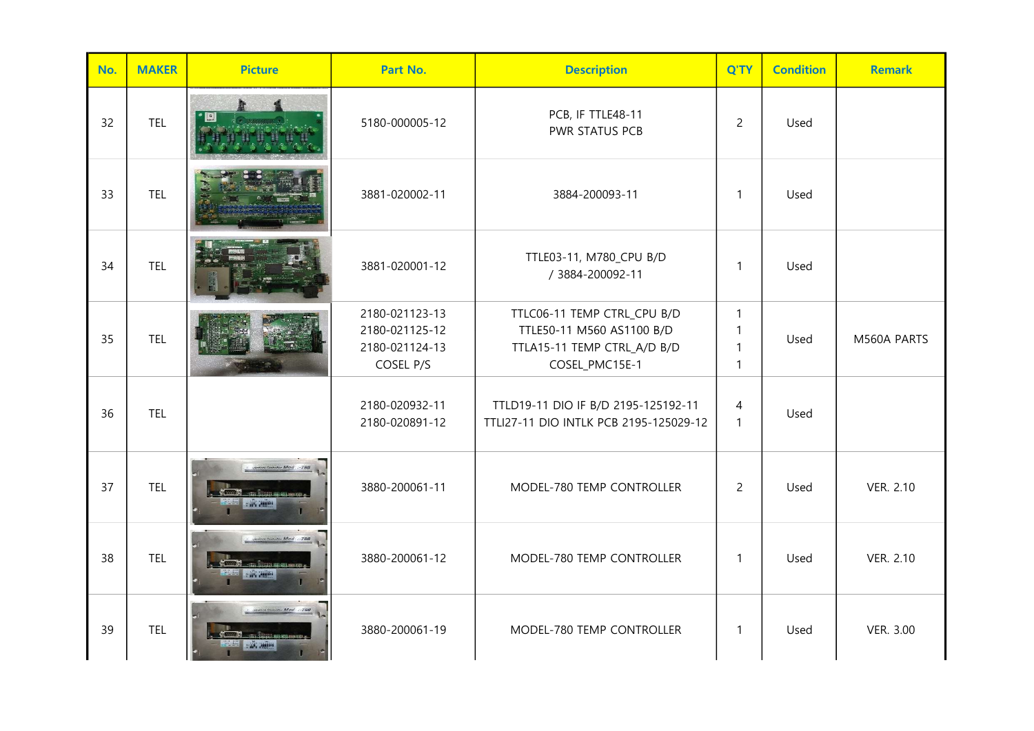| No. | MAKER | Picture | Part No. | Description | Q'TY | Condition | Remark |
|---|---|---|---|---|---|---|---|
| 32 | TEL | | 5180-000005-12 | PCB, IF TTLE48-11<br>PWR STATUS PCB | 2 | Used | |
| 33 | TEL | | 3881-020002-11 | 3884-200093-11 | 1 | Used | |
| 34 | TEL | | 3881-020001-12 | TTLE03-11, M780_CPU B/D<br>/ 3884-200092-11 | 1 | Used | |
| 35 | TEL | | 2180-021123-13<br>2180-021125-12<br>2180-021124-13<br>COSEL P/S | TTLC06-11 TEMP CTRL_CPU B/D<br>TTLE50-11 M560 AS1100 B/D<br>TTLA15-11 TEMP CTRL_A/D B/D<br>COSEL_PMC15E-1 | 1<br>1<br>1<br>1 | Used | M560A PARTS |
| 36 | TEL | | 2180-020932-11<br>2180-020891-12 | TTLD19-11 DIO IF B/D 2195-125192-11<br>TTLI27-11 DIO INTLK PCB 2195-125029-12 | 4<br>1 | Used | |
| 37 | TEL | | 3880-200061-11 | MODEL-780 TEMP CONTROLLER | 2 | Used | VER. 2.10 |
| 38 | TEL | | 3880-200061-12 | MODEL-780 TEMP CONTROLLER | 1 | Used | VER. 2.10 |
| 39 | TEL | | 3880-200061-19 | MODEL-780 TEMP CONTROLLER | 1 | Used | VER. 3.00 |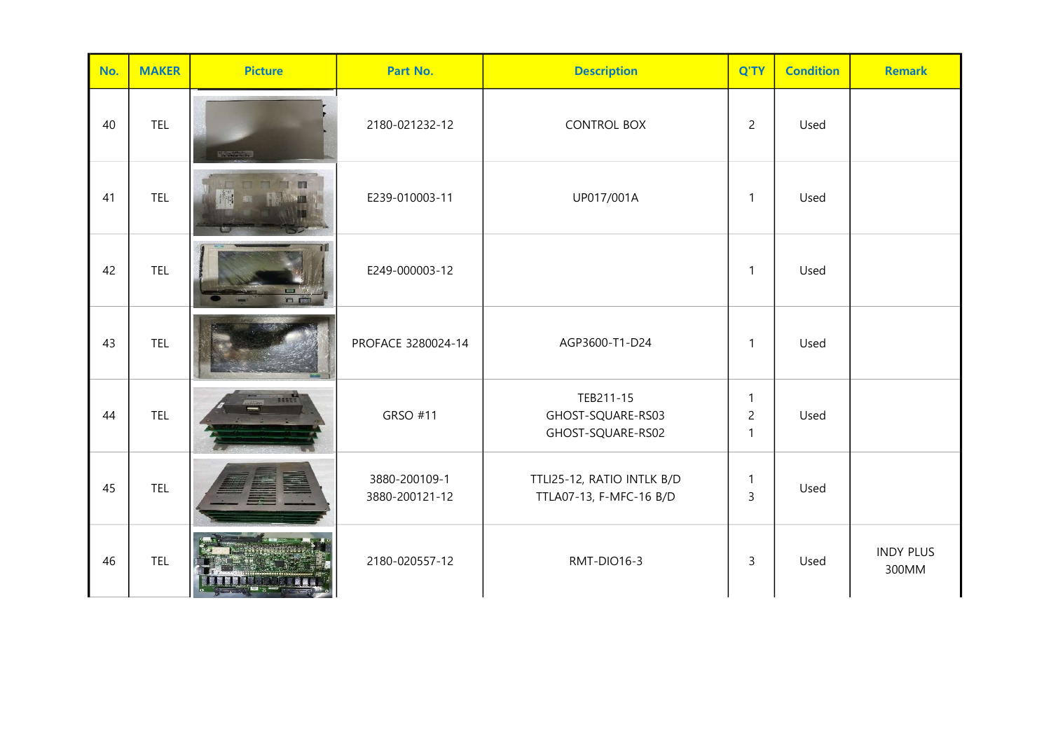| No. | MAKER | Picture | Part No. | Description | Q'TY | Condition | Remark |
|---|---|---|---|---|---|---|---|
| 40 | TEL | | 2180-021232-12 | CONTROL BOX | 2 | Used | |
| 41 | TEL | | E239-010003-11 | UP017/001A | 1 | Used | |
| 42 | TEL | | E249-000003-12 | | 1 | Used | |
| 43 | TEL | | PROFACE 3280024-14 | AGP3600-T1-D24 | 1 | Used | |
| 44 | TEL | | GRSO #11 | TEB211-15<br>GHOST-SQUARE-RS03<br>GHOST-SQUARE-RS02 | 1<br>2<br>1 | Used | |
| 45 | TEL | | 3880-200109-1<br>3880-200121-12 | TTLI25-12, RATIO INTLK B/D<br>TTLA07-13, F-MFC-16 B/D | 1<br>3 | Used | |
| 46 | TEL | | 2180-020557-12 | RMT-DIO16-3 | 3 | Used | INDY PLUS 300MM |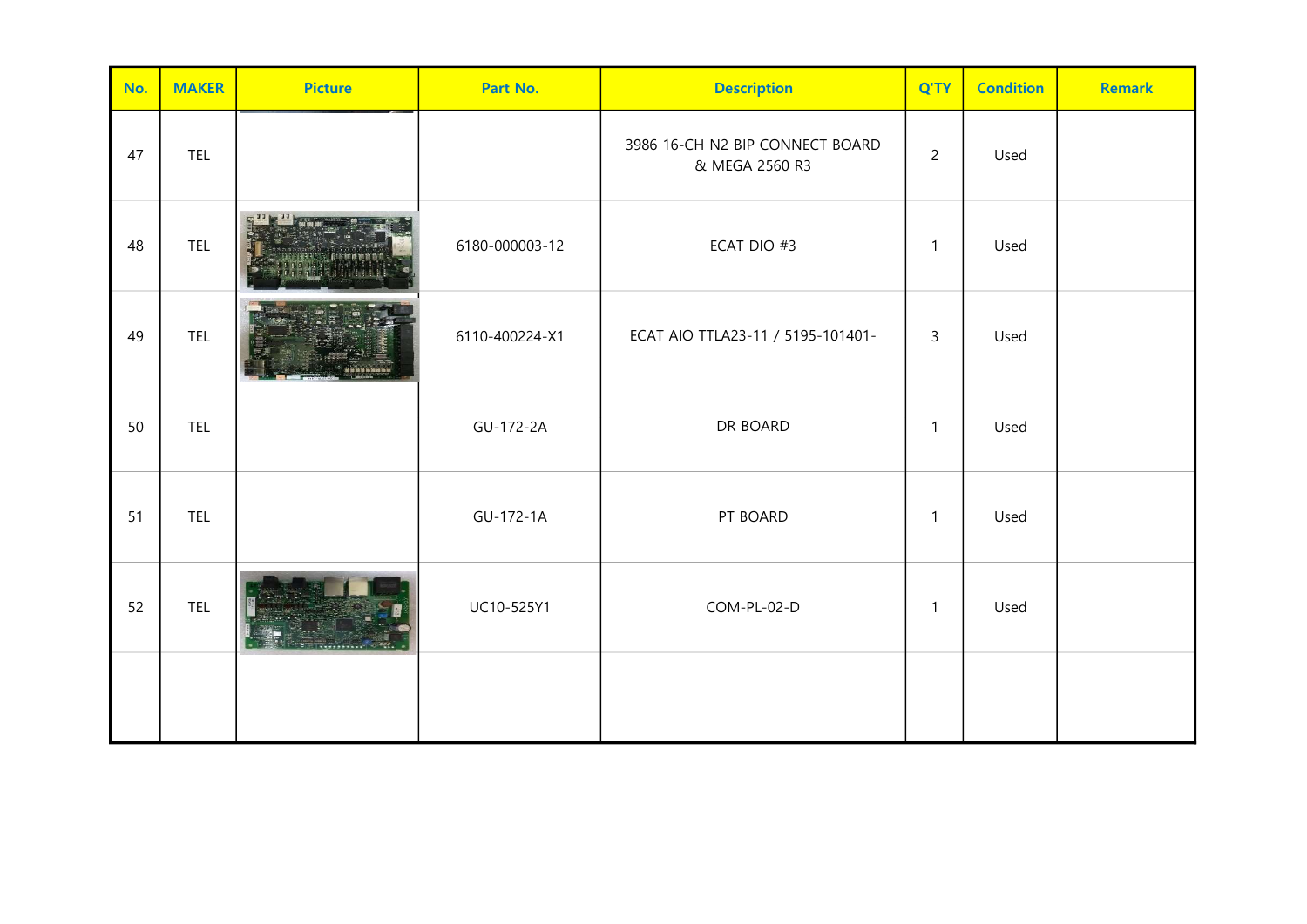| No. | MAKER | Picture | Part No. | Description | Q'TY | Condition | Remark |
|---|---|---|---|---|---|---|---|
| 47 | TEL | | | 3986 16-CH N2 BIP CONNECT BOARD & MEGA 2560 R3 | 2 | Used | |
| 48 | TEL | | 6180-000003-12 | ECAT DIO #3 | 1 | Used | |
| 49 | TEL | | 6110-400224-X1 | ECAT AIO TTLA23-11 / 5195-101401- | 3 | Used | |
| 50 | TEL | | GU-172-2A | DR BOARD | 1 | Used | |
| 51 | TEL | | GU-172-1A | PT BOARD | 1 | Used | |
| 52 | TEL | | UC10-525Y1 | COM-PL-02-D | 1 | Used | |
| | | | | | | | |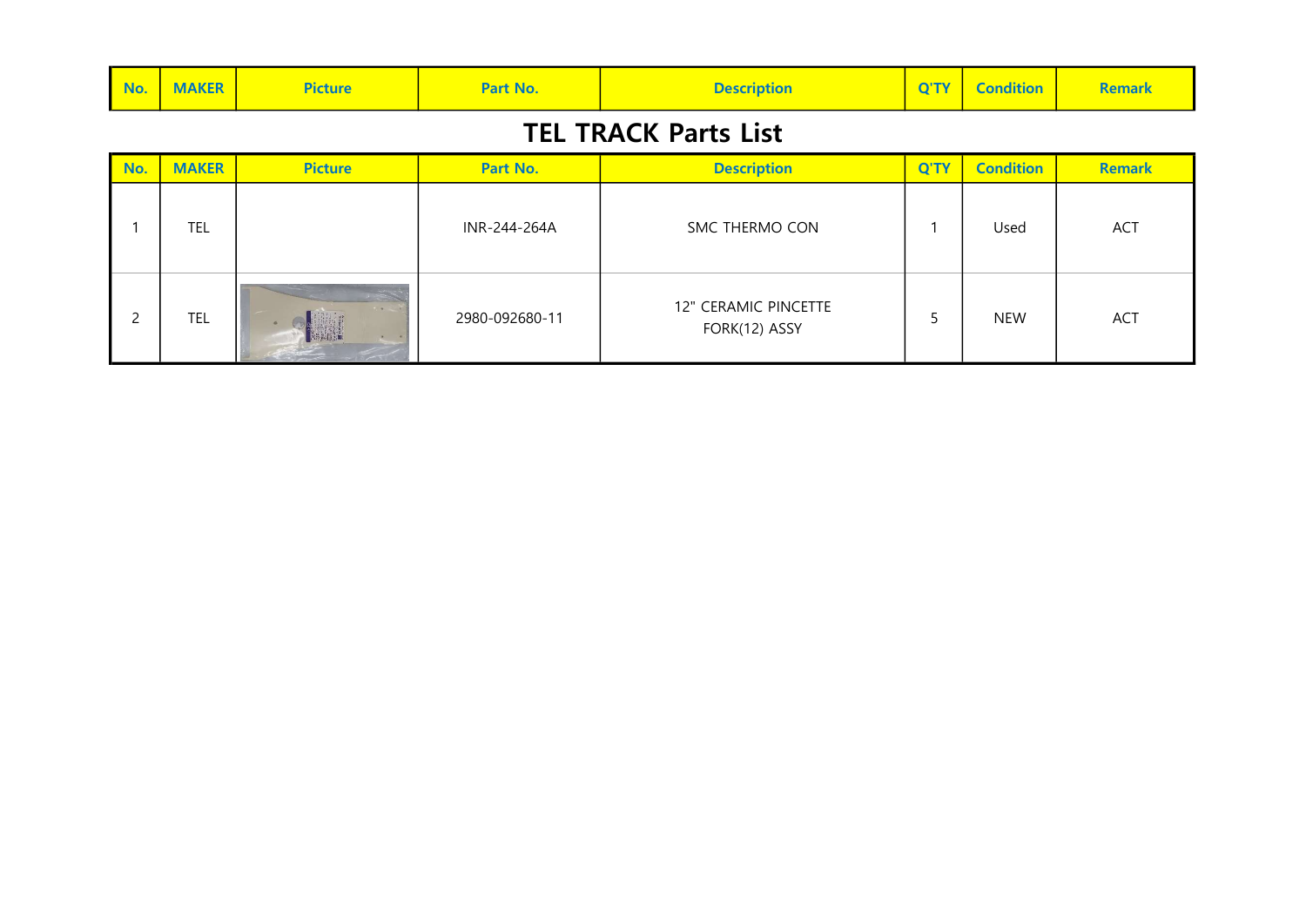| No. | MAKER | Picture | Part No. | Description | Q'TY | Condition | Remark |
|---|---|---|---|---|---|---|---|

# TEL TRACK Parts List

| No. | MAKER | Picture | Part No. | Description | Q'TY | Condition | Remark |
|---|---|---|---|---|---|---|---|
| 1 | TEL | | INR-244-264A | SMC THERMO CON | 1 | Used | ACT |
| 2 | TEL | | 2980-092680-11 | 12" CERAMIC PINCETTE FORK(12) ASSY | 5 | NEW | ACT |